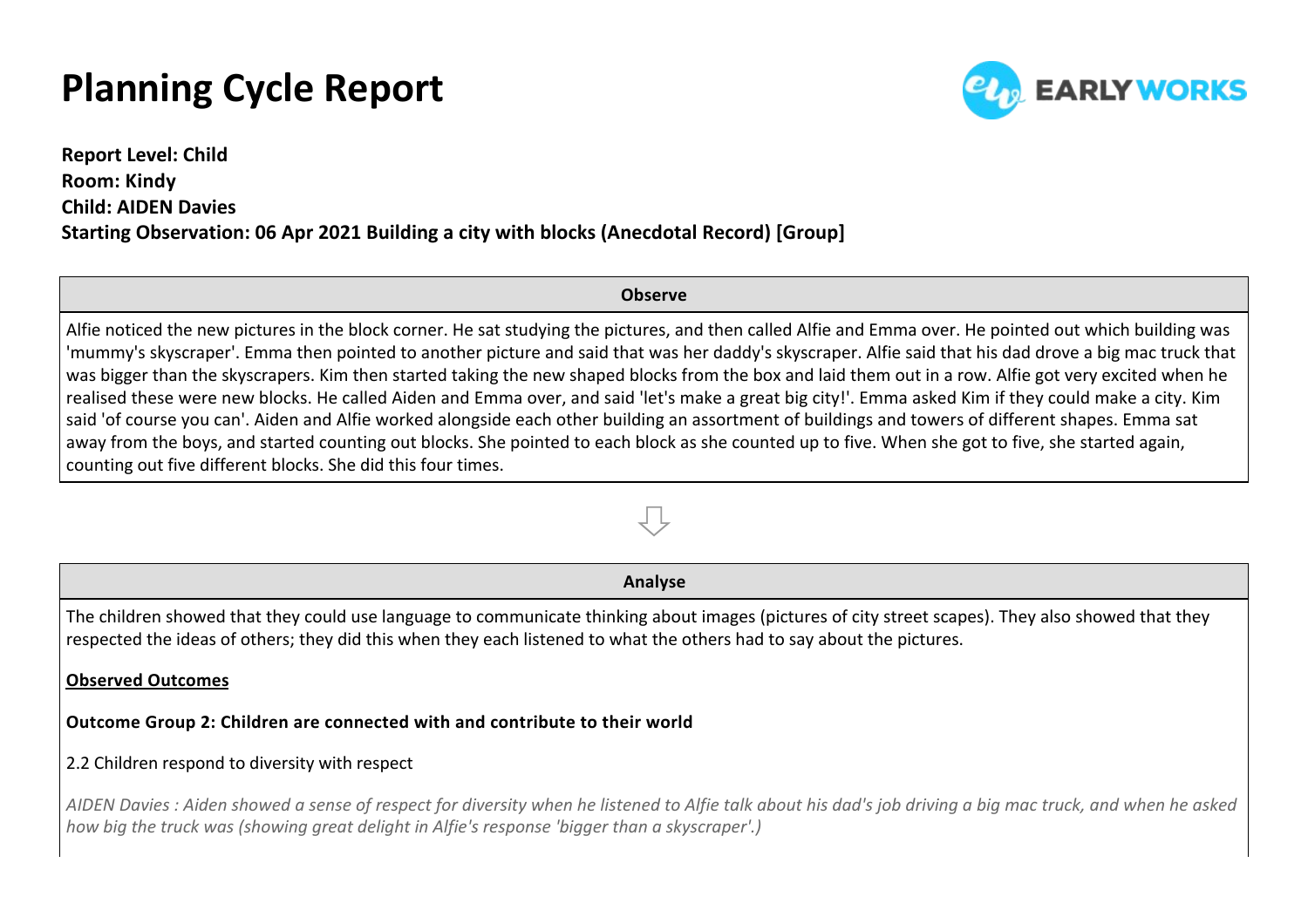# Planning Cycle Report

EARLYWORKS

**Report Level: Child**
**Room: Kindy**
**Child: AIDEN Davies**
**Starting Observation: 06 Apr 2021 Building a city with blocks (Anecdotal Record) [Group]**

## Observe

Alfie noticed the new pictures in the block corner. He sat studying the pictures, and then called Alfie and Emma over. He pointed out which building was 'mummy's skyscraper'. Emma then pointed to another picture and said that was her daddy's skyscraper. Alfie said that his dad drove a big mac truck that was bigger than the skyscrapers. Kim then started taking the new shaped blocks from the box and laid them out in a row. Alfie got very excited when he realised these were new blocks. He called Aiden and Emma over, and said 'let's make a great big city!'. Emma asked Kim if they could make a city. Kim said 'of course you can'. Aiden and Alfie worked alongside each other building an assortment of buildings and towers of different shapes. Emma sat away from the boys, and started counting out blocks. She pointed to each block as she counted up to five. When she got to five, she started again, counting out five different blocks. She did this four times.

## Analyse

The children showed that they could use language to communicate thinking about images (pictures of city street scapes). They also showed that they respected the ideas of others; they did this when they each listened to what the others had to say about the pictures.

**Observed Outcomes**

**Outcome Group 2: Children are connected with and contribute to their world**

2.2 Children respond to diversity with respect

*AIDEN Davies : Aiden showed a sense of respect for diversity when he listened to Alfie talk about his dad's job driving a big mac truck, and when he asked how big the truck was (showing great delight in Alfie's response 'bigger than a skyscraper'.)*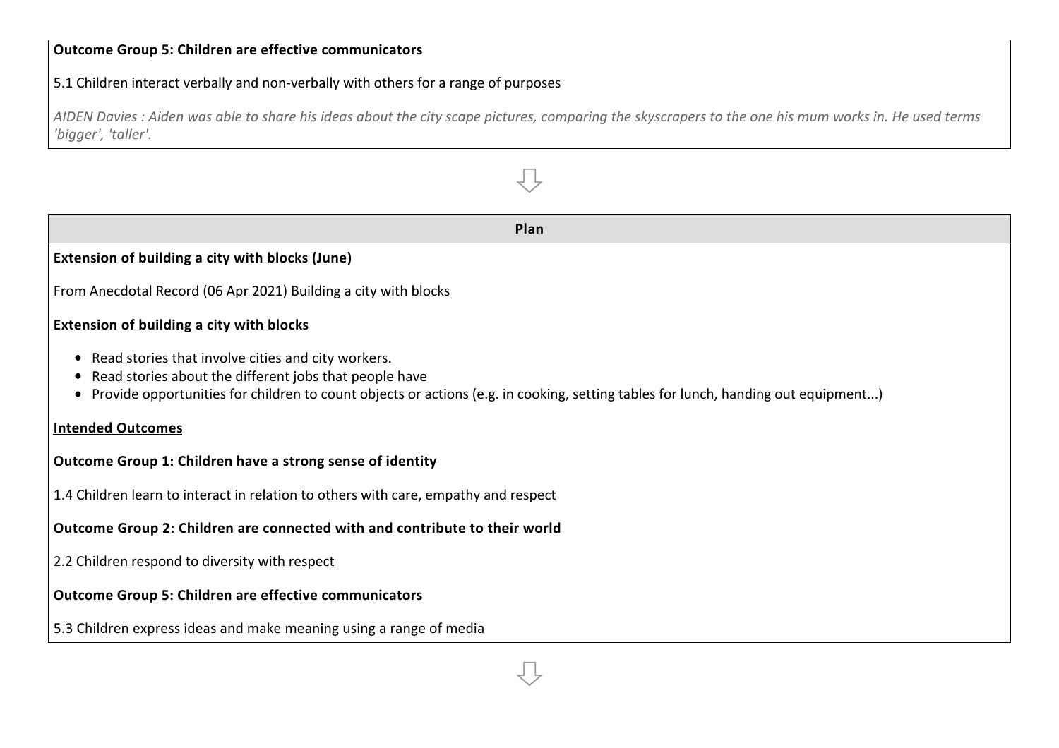**Outcome Group 5: Children are effective communicators**

5.1 Children interact verbally and non-verbally with others for a range of purposes

*AIDEN Davies : Aiden was able to share his ideas about the city scape pictures, comparing the skyscrapers to the one his mum works in. He used terms 'bigger', 'taller'.*

⇩

## Plan

**Extension of building a city with blocks (June)**

From Anecdotal Record (06 Apr 2021) Building a city with blocks

**Extension of building a city with blocks**

- Read stories that involve cities and city workers.
- Read stories about the different jobs that people have
- Provide opportunities for children to count objects or actions (e.g. in cooking, setting tables for lunch, handing out equipment...)

**<u>Intended Outcomes</u>**

**Outcome Group 1: Children have a strong sense of identity**

1.4 Children learn to interact in relation to others with care, empathy and respect

**Outcome Group 2: Children are connected with and contribute to their world**

2.2 Children respond to diversity with respect

**Outcome Group 5: Children are effective communicators**

5.3 Children express ideas and make meaning using a range of media

⇩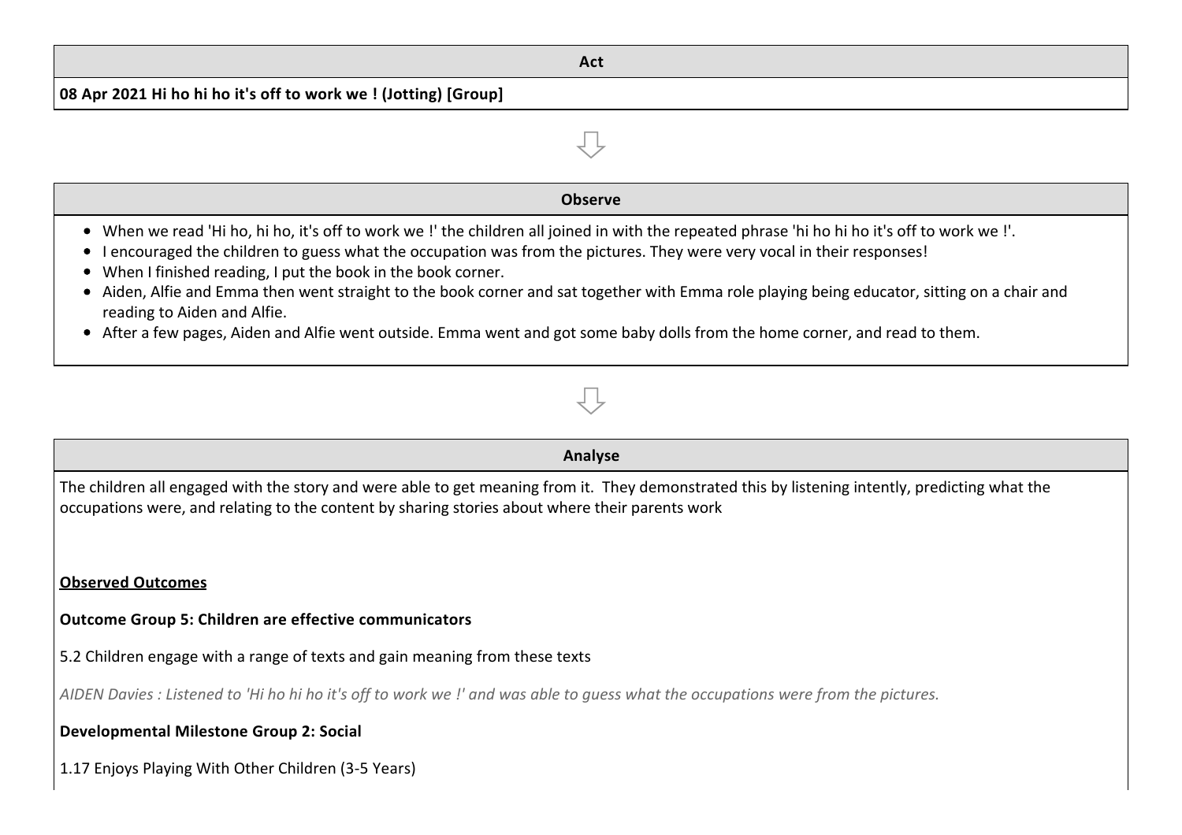## Act

**08 Apr 2021 Hi ho hi ho it's off to work we ! (Jotting) [Group]**

## Observe

- When we read 'Hi ho, hi ho, it's off to work we !' the children all joined in with the repeated phrase 'hi ho hi ho it's off to work we !'.
- I encouraged the children to guess what the occupation was from the pictures. They were very vocal in their responses!
- When I finished reading, I put the book in the book corner.
- Aiden, Alfie and Emma then went straight to the book corner and sat together with Emma role playing being educator, sitting on a chair and reading to Aiden and Alfie.
- After a few pages, Aiden and Alfie went outside. Emma went and got some baby dolls from the home corner, and read to them.

## Analyse

The children all engaged with the story and were able to get meaning from it. They demonstrated this by listening intently, predicting what the occupations were, and relating to the content by sharing stories about where their parents work

**Observed Outcomes**

**Outcome Group 5: Children are effective communicators**

5.2 Children engage with a range of texts and gain meaning from these texts

*AIDEN Davies : Listened to 'Hi ho hi ho it's off to work we !' and was able to guess what the occupations were from the pictures.*

**Developmental Milestone Group 2: Social**

1.17 Enjoys Playing With Other Children (3-5 Years)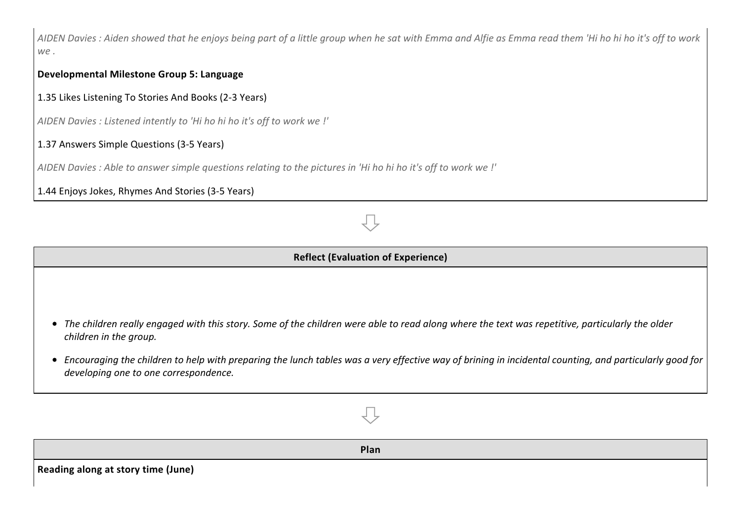*AIDEN Davies : Aiden showed that he enjoys being part of a little group when he sat with Emma and Alfie as Emma read them 'Hi ho hi ho it's off to work we .*

**Developmental Milestone Group 5: Language**

1.35 Likes Listening To Stories And Books (2-3 Years)

*AIDEN Davies : Listened intently to 'Hi ho hi ho it's off to work we !'*

1.37 Answers Simple Questions (3-5 Years)

*AIDEN Davies : Able to answer simple questions relating to the pictures in 'Hi ho hi ho it's off to work we !'*

1.44 Enjoys Jokes, Rhymes And Stories (3-5 Years)

**Reflect (Evaluation of Experience)**

- *The children really engaged with this story. Some of the children were able to read along where the text was repetitive, particularly the older children in the group.*
- *Encouraging the children to help with preparing the lunch tables was a very effective way of brining in incidental counting, and particularly good for developing one to one correspondence.*

**Plan**

**Reading along at story time (June)**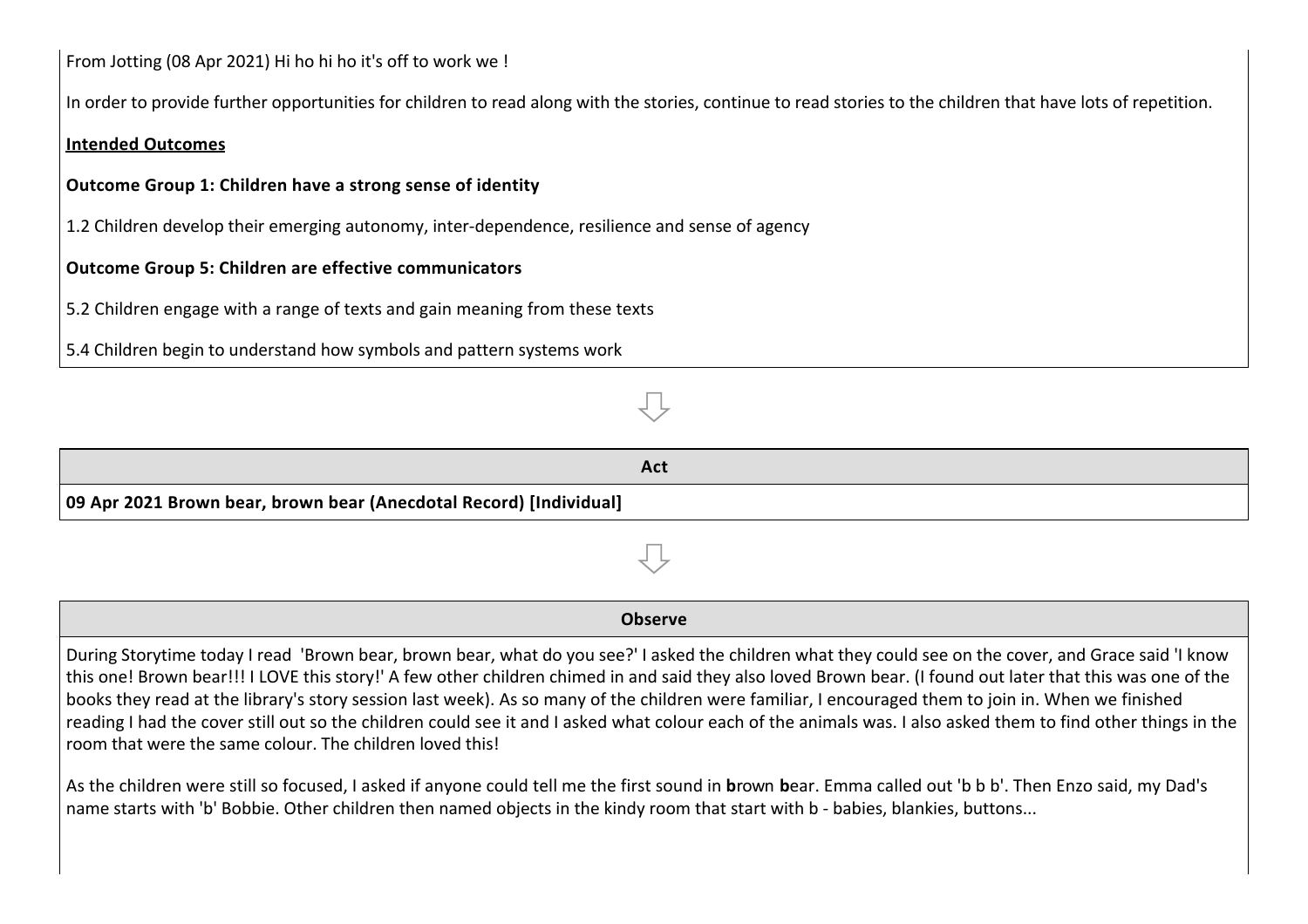From Jotting (08 Apr 2021) Hi ho hi ho it's off to work we !

In order to provide further opportunities for children to read along with the stories, continue to read stories to the children that have lots of repetition.

**Intended Outcomes**

**Outcome Group 1: Children have a strong sense of identity**

1.2 Children develop their emerging autonomy, inter-dependence, resilience and sense of agency

**Outcome Group 5: Children are effective communicators**

5.2 Children engage with a range of texts and gain meaning from these texts

5.4 Children begin to understand how symbols and pattern systems work

## Act

**09 Apr 2021 Brown bear, brown bear (Anecdotal Record) [Individual]**

## Observe

During Storytime today I read 'Brown bear, brown bear, what do you see?' I asked the children what they could see on the cover, and Grace said 'I know this one! Brown bear!!! I LOVE this story!' A few other children chimed in and said they also loved Brown bear. (I found out later that this was one of the books they read at the library's story session last week). As so many of the children were familiar, I encouraged them to join in. When we finished reading I had the cover still out so the children could see it and I asked what colour each of the animals was. I also asked them to find other things in the room that were the same colour. The children loved this!

As the children were still so focused, I asked if anyone could tell me the first sound in **b**rown **b**ear. Emma called out 'b b b'. Then Enzo said, my Dad's name starts with 'b' Bobbie. Other children then named objects in the kindy room that start with b - babies, blankies, buttons...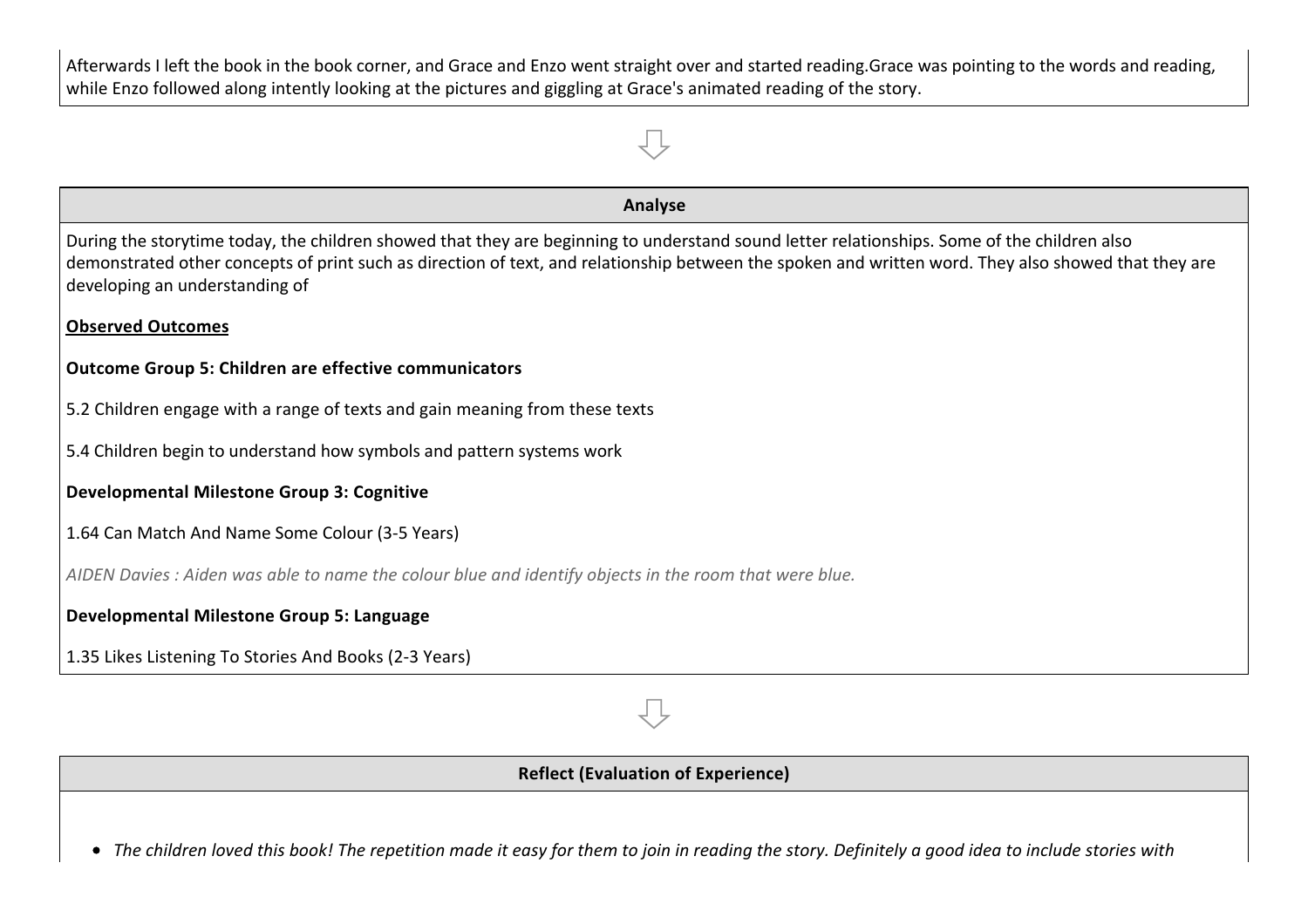Afterwards I left the book in the book corner, and Grace and Enzo went straight over and started reading.Grace was pointing to the words and reading, while Enzo followed along intently looking at the pictures and giggling at Grace's animated reading of the story.

## Analyse

During the storytime today, the children showed that they are beginning to understand sound letter relationships. Some of the children also demonstrated other concepts of print such as direction of text, and relationship between the spoken and written word. They also showed that they are developing an understanding of

**Observed Outcomes**

**Outcome Group 5: Children are effective communicators**

5.2 Children engage with a range of texts and gain meaning from these texts

5.4 Children begin to understand how symbols and pattern systems work

**Developmental Milestone Group 3: Cognitive**

1.64 Can Match And Name Some Colour (3-5 Years)

*AIDEN Davies : Aiden was able to name the colour blue and identify objects in the room that were blue.*

**Developmental Milestone Group 5: Language**

1.35 Likes Listening To Stories And Books (2-3 Years)

## Reflect (Evaluation of Experience)

- *The children loved this book! The repetition made it easy for them to join in reading the story. Definitely a good idea to include stories with*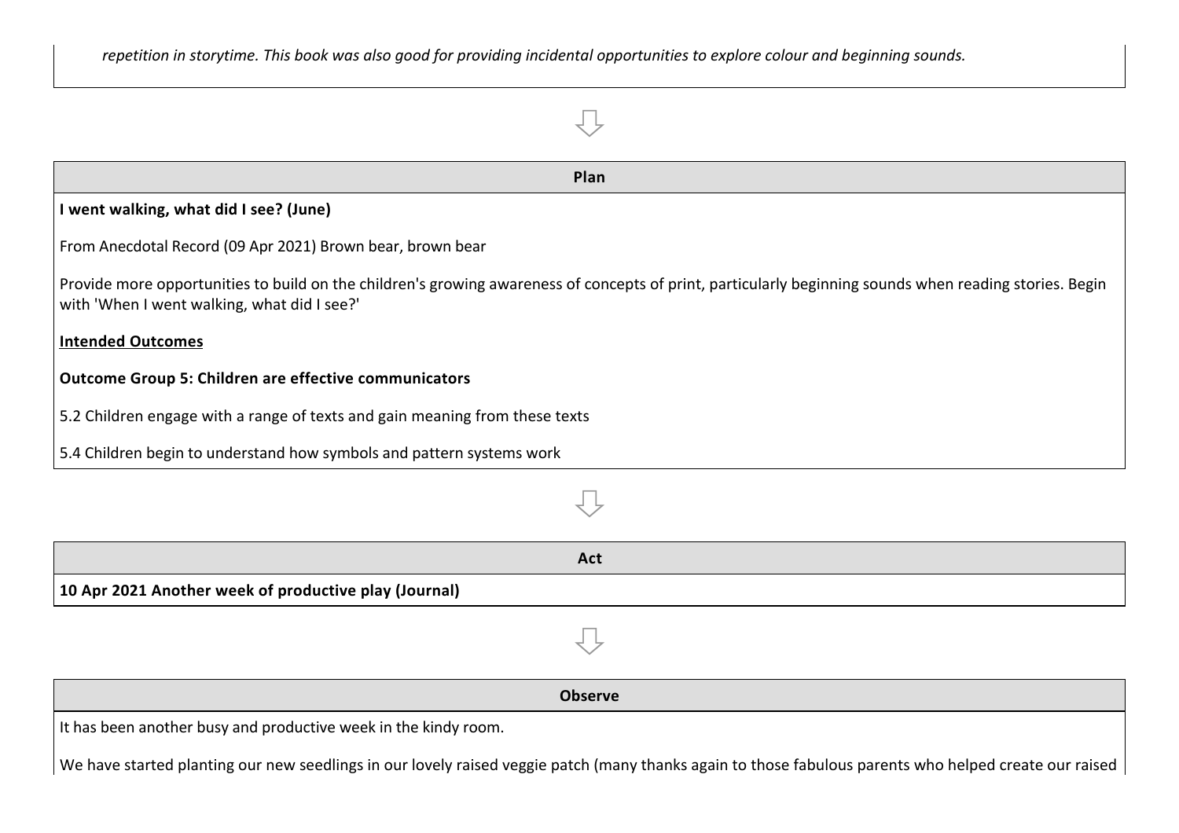*repetition in storytime. This book was also good for providing incidental opportunities to explore colour and beginning sounds.*

## Plan

**I went walking, what did I see? (June)**

From Anecdotal Record (09 Apr 2021) Brown bear, brown bear

Provide more opportunities to build on the children's growing awareness of concepts of print, particularly beginning sounds when reading stories. Begin with 'When I went walking, what did I see?'

**Intended Outcomes**

**Outcome Group 5: Children are effective communicators**

5.2 Children engage with a range of texts and gain meaning from these texts

5.4 Children begin to understand how symbols and pattern systems work

## Act

**10 Apr 2021 Another week of productive play (Journal)**

## Observe

It has been another busy and productive week in the kindy room.

We have started planting our new seedlings in our lovely raised veggie patch (many thanks again to those fabulous parents who helped create our raised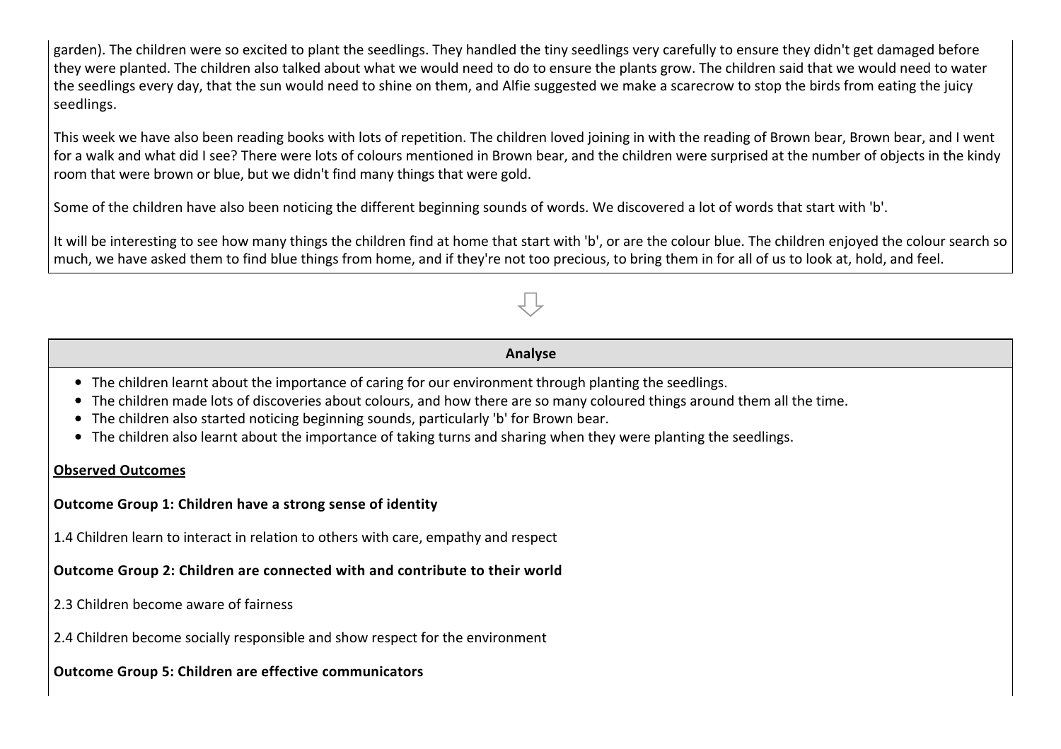garden). The children were so excited to plant the seedlings. They handled the tiny seedlings very carefully to ensure they didn't get damaged before they were planted. The children also talked about what we would need to do to ensure the plants grow. The children said that we would need to water the seedlings every day, that the sun would need to shine on them, and Alfie suggested we make a scarecrow to stop the birds from eating the juicy seedlings.

This week we have also been reading books with lots of repetition. The children loved joining in with the reading of Brown bear, Brown bear, and I went for a walk and what did I see? There were lots of colours mentioned in Brown bear, and the children were surprised at the number of objects in the kindy room that were brown or blue, but we didn't find many things that were gold.

Some of the children have also been noticing the different beginning sounds of words. We discovered a lot of words that start with 'b'.

It will be interesting to see how many things the children find at home that start with 'b', or are the colour blue. The children enjoyed the colour search so much, we have asked them to find blue things from home, and if they're not too precious, to bring them in for all of us to look at, hold, and feel.

⇩

## Analyse

- The children learnt about the importance of caring for our environment through planting the seedlings.
- The children made lots of discoveries about colours, and how there are so many coloured things around them all the time.
- The children also started noticing beginning sounds, particularly 'b' for Brown bear.
- The children also learnt about the importance of taking turns and sharing when they were planting the seedlings.

**Observed Outcomes**

**Outcome Group 1: Children have a strong sense of identity**

1.4 Children learn to interact in relation to others with care, empathy and respect

**Outcome Group 2: Children are connected with and contribute to their world**

2.3 Children become aware of fairness

2.4 Children become socially responsible and show respect for the environment

**Outcome Group 5: Children are effective communicators**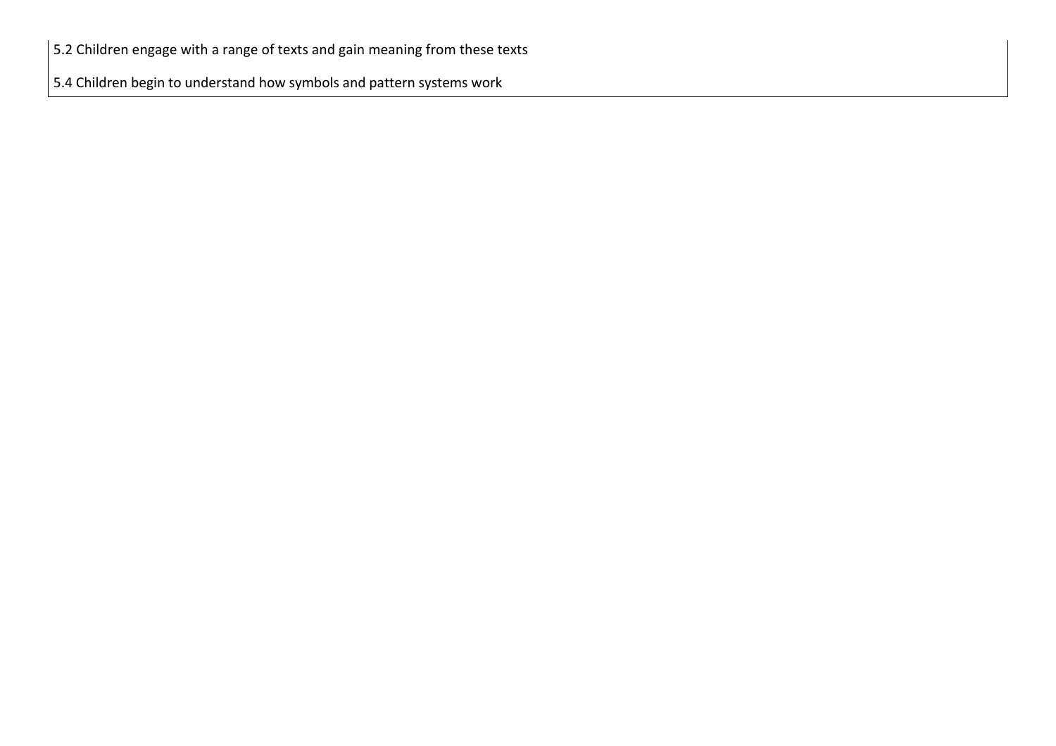5.2 Children engage with a range of texts and gain meaning from these texts

5.4 Children begin to understand how symbols and pattern systems work